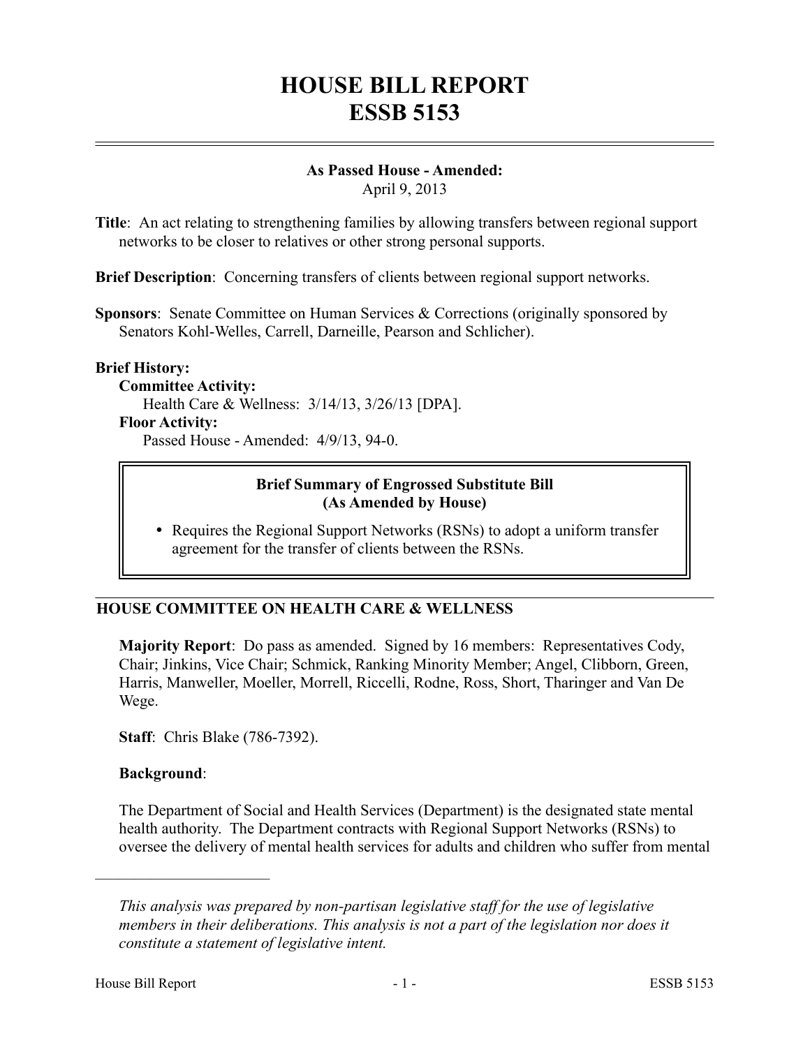# HOUSE BILL REPORT
# ESSB 5153

**As Passed House - Amended:**
April 9, 2013

**Title**: An act relating to strengthening families by allowing transfers between regional support networks to be closer to relatives or other strong personal supports.

**Brief Description**: Concerning transfers of clients between regional support networks.

**Sponsors**: Senate Committee on Human Services & Corrections (originally sponsored by Senators Kohl-Welles, Carrell, Darneille, Pearson and Schlicher).

**Brief History:**

**Committee Activity:**
Health Care & Wellness: 3/14/13, 3/26/13 [DPA].

**Floor Activity:**
Passed House - Amended: 4/9/13, 94-0.

> **Brief Summary of Engrossed Substitute Bill (As Amended by House)**
>
> - Requires the Regional Support Networks (RSNs) to adopt a uniform transfer agreement for the transfer of clients between the RSNs.

## HOUSE COMMITTEE ON HEALTH CARE & WELLNESS

**Majority Report**: Do pass as amended. Signed by 16 members: Representatives Cody, Chair; Jinkins, Vice Chair; Schmick, Ranking Minority Member; Angel, Clibborn, Green, Harris, Manweller, Moeller, Morrell, Riccelli, Rodne, Ross, Short, Tharinger and Van De Wege.

**Staff**: Chris Blake (786-7392).

**Background**:

The Department of Social and Health Services (Department) is the designated state mental health authority. The Department contracts with Regional Support Networks (RSNs) to oversee the delivery of mental health services for adults and children who suffer from mental

---

*This analysis was prepared by non-partisan legislative staff for the use of legislative members in their deliberations. This analysis is not a part of the legislation nor does it constitute a statement of legislative intent.*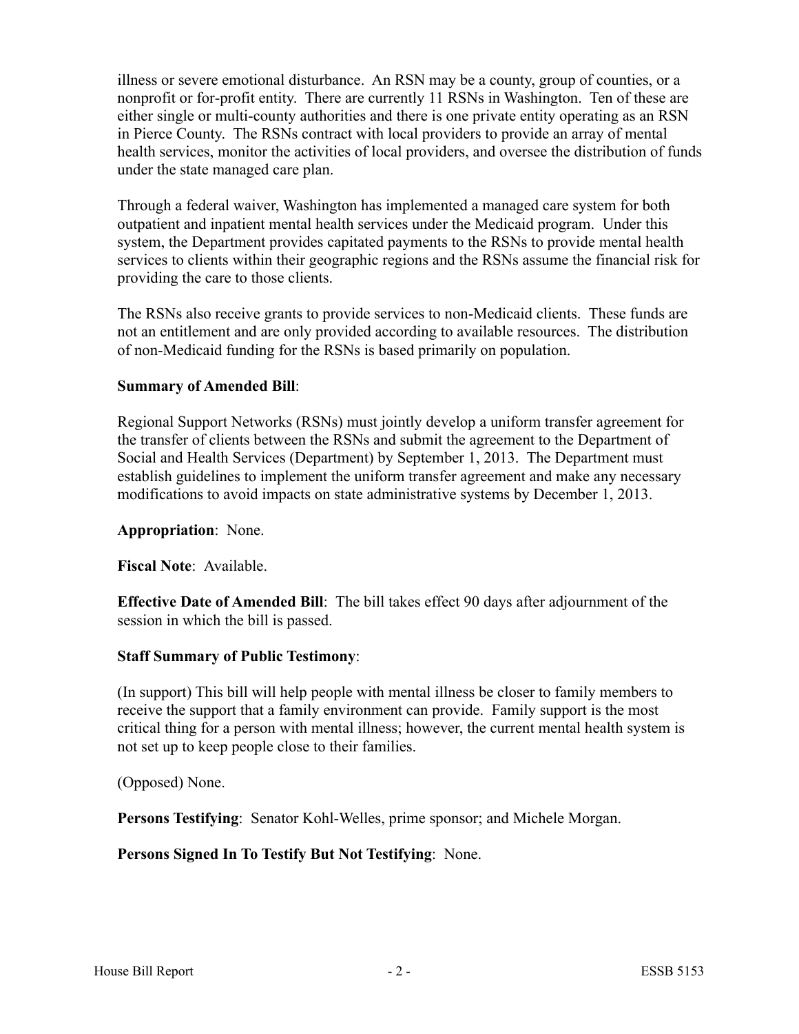illness or severe emotional disturbance. An RSN may be a county, group of counties, or a nonprofit or for-profit entity. There are currently 11 RSNs in Washington. Ten of these are either single or multi-county authorities and there is one private entity operating as an RSN in Pierce County. The RSNs contract with local providers to provide an array of mental health services, monitor the activities of local providers, and oversee the distribution of funds under the state managed care plan.

Through a federal waiver, Washington has implemented a managed care system for both outpatient and inpatient mental health services under the Medicaid program. Under this system, the Department provides capitated payments to the RSNs to provide mental health services to clients within their geographic regions and the RSNs assume the financial risk for providing the care to those clients.

The RSNs also receive grants to provide services to non-Medicaid clients. These funds are not an entitlement and are only provided according to available resources. The distribution of non-Medicaid funding for the RSNs is based primarily on population.

**Summary of Amended Bill**:

Regional Support Networks (RSNs) must jointly develop a uniform transfer agreement for the transfer of clients between the RSNs and submit the agreement to the Department of Social and Health Services (Department) by September 1, 2013. The Department must establish guidelines to implement the uniform transfer agreement and make any necessary modifications to avoid impacts on state administrative systems by December 1, 2013.

**Appropriation**: None.

**Fiscal Note**: Available.

**Effective Date of Amended Bill**: The bill takes effect 90 days after adjournment of the session in which the bill is passed.

**Staff Summary of Public Testimony**:

(In support) This bill will help people with mental illness be closer to family members to receive the support that a family environment can provide. Family support is the most critical thing for a person with mental illness; however, the current mental health system is not set up to keep people close to their families.

(Opposed) None.

**Persons Testifying**: Senator Kohl-Welles, prime sponsor; and Michele Morgan.

**Persons Signed In To Testify But Not Testifying**: None.